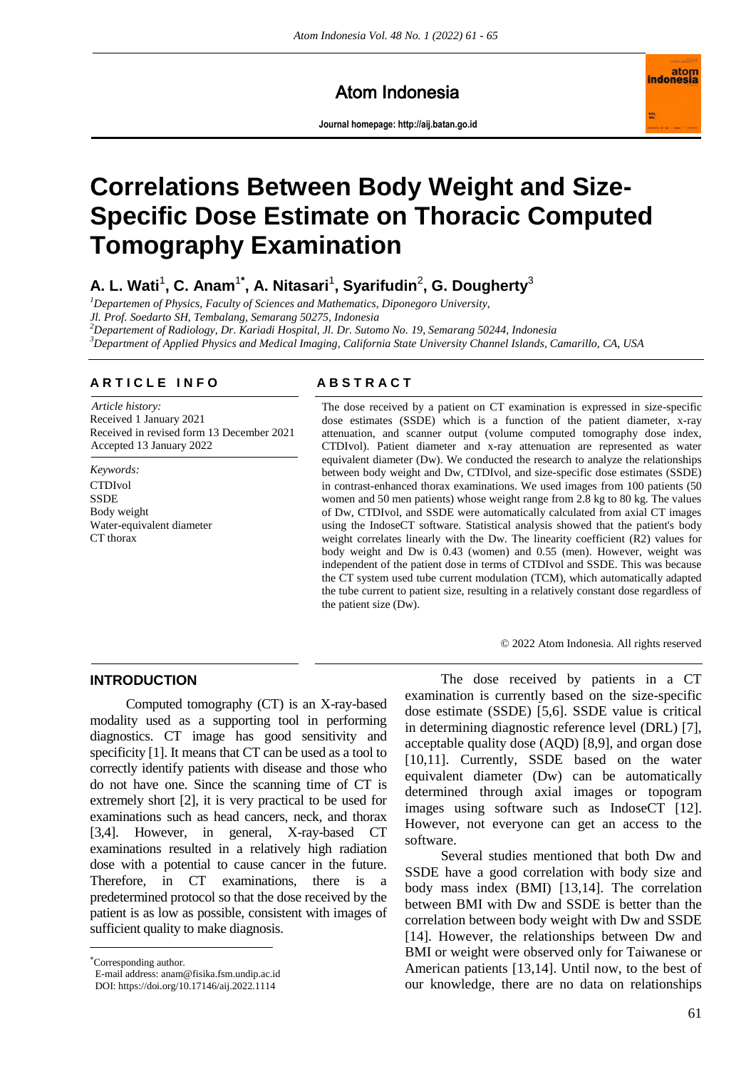# Correlations Between Body Weight and Size-Specific Dose Estimate on Thoracic Computed Tomography Examination

**A. L. Wati[1], C. Anam[1*], A. Nitasari[1], Syarifudin[2], G. Dougherty[3]**

[1]*Departemen of Physics, Faculty of Sciences and Mathematics, Diponegoro University, Jl. Prof. Soedarto SH, Tembalang, Semarang 50275, Indonesia*
[2]*Departement of Radiology, Dr. Kariadi Hospital, Jl. Dr. Sutomo No. 19, Semarang 50244, Indonesia*
[3]*Department of Applied Physics and Medical Imaging, California State University Channel Islands, Camarillo, CA, USA*

## ARTICLE INFO

*Article history:*
Received 1 January 2021
Received in revised form 13 December 2021
Accepted 13 January 2022

*Keywords:*
CTDIvol
SSDE
Body weight
Water-equivalent diameter
CT thorax

## ABSTRACT

The dose received by a patient on CT examination is expressed in size-specific dose estimates (SSDE) which is a function of the patient diameter, x-ray attenuation, and scanner output (volume computed tomography dose index, CTDIvol). Patient diameter and x-ray attenuation are represented as water equivalent diameter (Dw). We conducted the research to analyze the relationships between body weight and Dw, CTDIvol, and size-specific dose estimates (SSDE) in contrast-enhanced thorax examinations. We used images from 100 patients (50 women and 50 men patients) whose weight range from 2.8 kg to 80 kg. The values of Dw, CTDIvol, and SSDE were automatically calculated from axial CT images using the IndoseCT software. Statistical analysis showed that the patient's body weight correlates linearly with the Dw. The linearity coefficient (R2) values for body weight and Dw is 0.43 (women) and 0.55 (men). However, weight was independent of the patient dose in terms of CTDIvol and SSDE. This was because the CT system used tube current modulation (TCM), which automatically adapted the tube current to patient size, resulting in a relatively constant dose regardless of the patient size (Dw).

© 2022 Atom Indonesia. All rights reserved

## INTRODUCTION

Computed tomography (CT) is an X-ray-based modality used as a supporting tool in performing diagnostics. CT image has good sensitivity and specificity [1]. It means that CT can be used as a tool to correctly identify patients with disease and those who do not have one. Since the scanning time of CT is extremely short [2], it is very practical to be used for examinations such as head cancers, neck, and thorax [3,4]. However, in general, X-ray-based CT examinations resulted in a relatively high radiation dose with a potential to cause cancer in the future. Therefore, in CT examinations, there is a predetermined protocol so that the dose received by the patient is as low as possible, consistent with images of sufficient quality to make diagnosis.

The dose received by patients in a CT examination is currently based on the size-specific dose estimate (SSDE) [5,6]. SSDE value is critical in determining diagnostic reference level (DRL) [7], acceptable quality dose (AQD) [8,9], and organ dose [10,11]. Currently, SSDE based on the water equivalent diameter (Dw) can be automatically determined through axial images or topogram images using software such as IndoseCT [12]. However, not everyone can get an access to the software.

Several studies mentioned that both Dw and SSDE have a good correlation with body size and body mass index (BMI) [13,14]. The correlation between BMI with Dw and SSDE is better than the correlation between body weight with Dw and SSDE [14]. However, the relationships between Dw and BMI or weight were observed only for Taiwanese or American patients [13,14]. Until now, to the best of our knowledge, there are no data on relationships

*Corresponding author.
E-mail address: anam@fisika.fsm.undip.ac.id
DOI: https://doi.org/10.17146/aij.2022.1114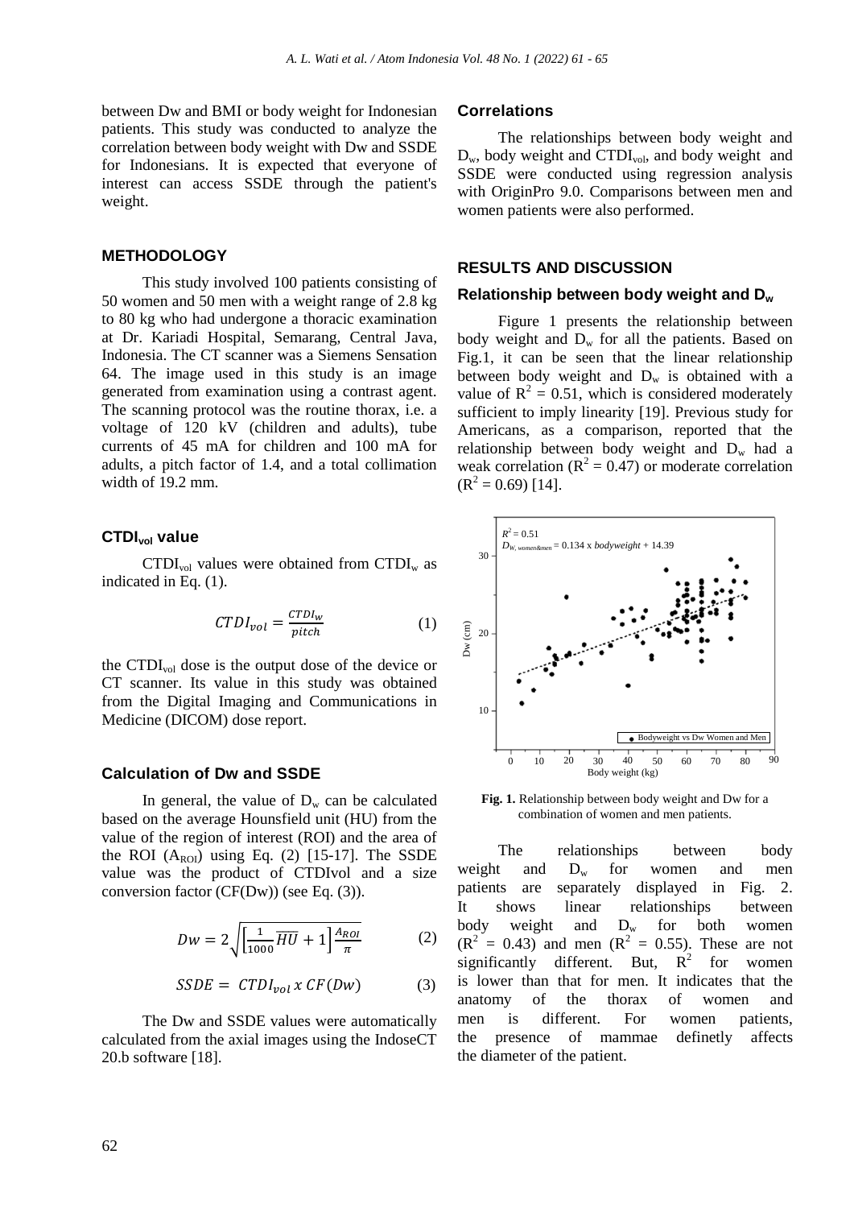between Dw and BMI or body weight for Indonesian patients. This study was conducted to analyze the correlation between body weight with Dw and SSDE for Indonesians. It is expected that everyone of interest can access SSDE through the patient's weight.

## METHODOLOGY

This study involved 100 patients consisting of 50 women and 50 men with a weight range of 2.8 kg to 80 kg who had undergone a thoracic examination at Dr. Kariadi Hospital, Semarang, Central Java, Indonesia. The CT scanner was a Siemens Sensation 64. The image used in this study is an image generated from examination using a contrast agent. The scanning protocol was the routine thorax, i.e. a voltage of 120 kV (children and adults), tube currents of 45 mA for children and 100 mA for adults, a pitch factor of 1.4, and a total collimation width of 19.2 mm.

### $CTDI_{vol}$ value

$CTDI_{vol}$ values were obtained from $CTDI_w$ as indicated in Eq. (1).

$$CTDI_{vol} = \frac{CTDI_w}{pitch} \tag{1}$$

the $CTDI_{vol}$ dose is the output dose of the device or CT scanner. Its value in this study was obtained from the Digital Imaging and Communications in Medicine (DICOM) dose report.

### Calculation of Dw and SSDE

In general, the value of $D_w$ can be calculated based on the average Hounsfield unit (HU) from the value of the region of interest (ROI) and the area of the ROI ($A_{ROI}$) using Eq. (2) [15-17]. The SSDE value was the product of CTDIvol and a size conversion factor (CF(Dw)) (see Eq. (3)).

$$Dw = 2\sqrt{\left[\frac{1}{1000}\overline{HU} + 1\right]\frac{A_{ROI}}{\pi}} \tag{2}$$

$$SSDE = CTDI_{vol}\, x\, CF(Dw) \tag{3}$$

The Dw and SSDE values were automatically calculated from the axial images using the IndoseCT 20.b software [18].

### Correlations

The relationships between body weight and $D_w$, body weight and $CTDI_{vol}$, and body weight and SSDE were conducted using regression analysis with OriginPro 9.0. Comparisons between men and women patients were also performed.

## RESULTS AND DISCUSSION

### Relationship between body weight and $D_w$

Figure 1 presents the relationship between body weight and $D_w$ for all the patients. Based on Fig.1, it can be seen that the linear relationship between body weight and $D_w$ is obtained with a value of $R^2 = 0.51$, which is considered moderately sufficient to imply linearity [19]. Previous study for Americans, as a comparison, reported that the relationship between body weight and $D_w$ had a weak correlation ($R^2 = 0.47$) or moderate correlation ($R^2 = 0.69$) [14].

**Fig. 1.** Relationship between body weight and Dw for a combination of women and men patients.

The relationships between body weight and $D_w$ for women and men patients are separately displayed in Fig. 2. It shows linear relationships between body weight and $D_w$ for both women ($R^2 = 0.43$) and men ($R^2 = 0.55$). These are not significantly different. But, $R^2$ for women is lower than that for men. It indicates that the anatomy of the thorax of women and men is different. For women patients, the presence of mammae definetly affects the diameter of the patient.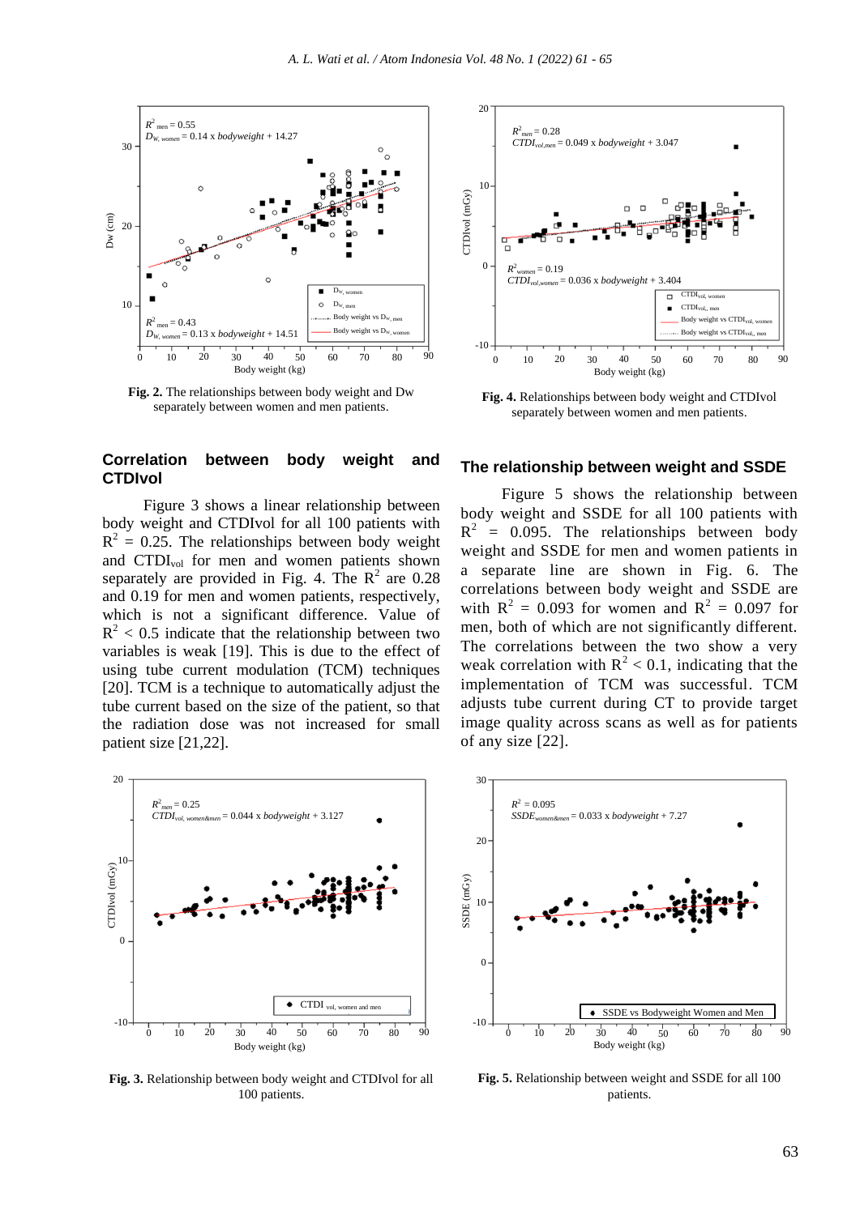**Fig. 2.** The relationships between body weight and Dw separately between women and men patients.

**Fig. 4.** Relationships between body weight and CTDIvol separately between women and men patients.

## Correlation between body weight and CTDIvol

Figure 3 shows a linear relationship between body weight and CTDIvol for all 100 patients with $R^2$ = 0.25. The relationships between body weight and $CTDI_{vol}$ for men and women patients shown separately are provided in Fig. 4. The $R^2$ are 0.28 and 0.19 for men and women patients, respectively, which is not a significant difference. Value of $R^2 < 0.5$ indicate that the relationship between two variables is weak [19]. This is due to the effect of using tube current modulation (TCM) techniques [20]. TCM is a technique to automatically adjust the tube current based on the size of the patient, so that the radiation dose was not increased for small patient size [21,22].

## The relationship between weight and SSDE

Figure 5 shows the relationship between body weight and SSDE for all 100 patients with $R^2$ = 0.095. The relationships between body weight and SSDE for men and women patients with a separate line are shown in Fig. 6. The correlations between body weight and SSDE are with $R^2$ = 0.093 for women and $R^2$ = 0.097 for men, both of which are not significantly different. The correlations between the two show a very weak correlation with $R^2 < 0.1$, indicating that the implementation of TCM was successful. TCM adjusts tube current during CT to provide target image quality across scans as well as for patients of any size [22].

**Fig. 3.** Relationship between body weight and CTDIvol for all 100 patients.

**Fig. 5.** Relationship between weight and SSDE for all 100 patients.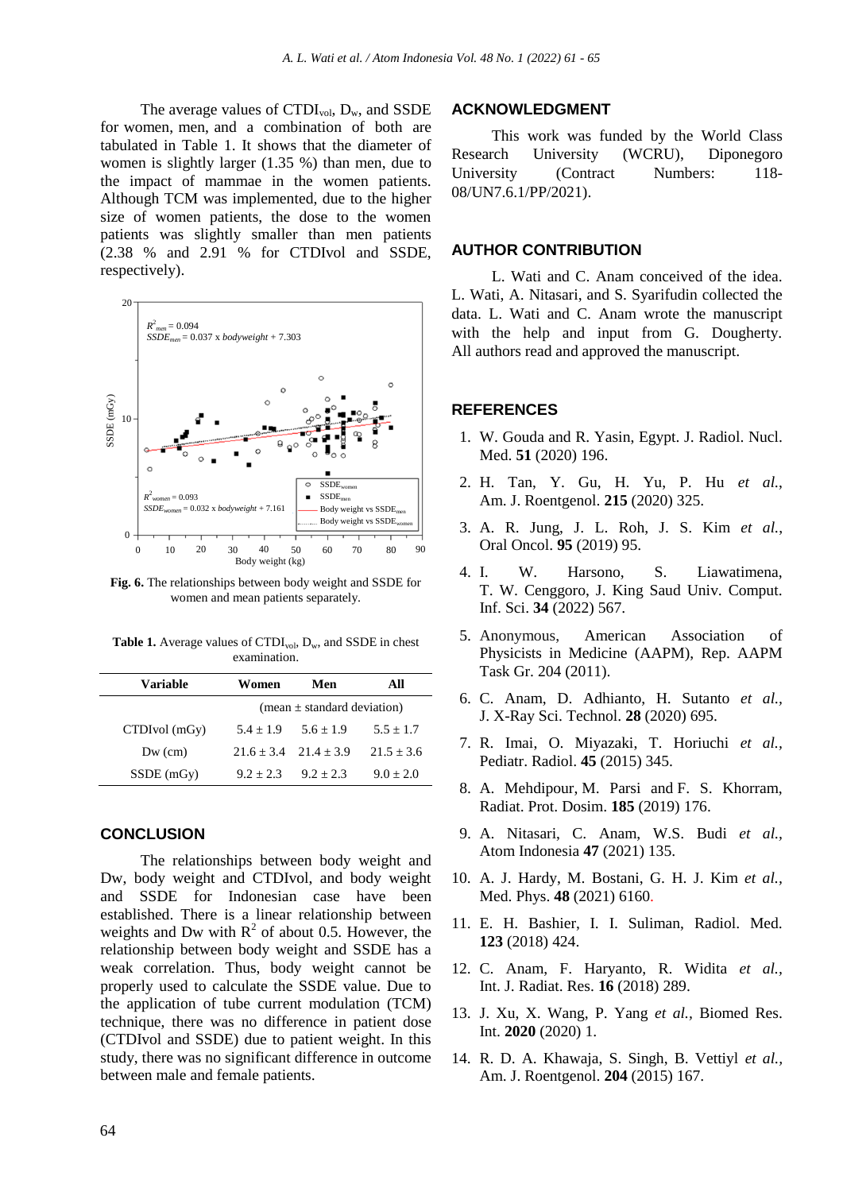The average values of $CTDI_{vol}$, $D_w$, and SSDE for women, men, and a combination of both are tabulated in Table 1. It shows that the diameter of women is slightly larger (1.35 %) than men, due to the impact of mammae in the women patients. Although TCM was implemented, due to the higher size of women patients, the dose to the women patients was slightly smaller than men patients (2.38 % and 2.91 % for CTDIvol and SSDE, respectively).

**Fig. 6.** The relationships between body weight and SSDE for women and mean patients separately.

**Table 1.** Average values of $CTDI_{vol}$, $D_w$, and SSDE in chest examination.

| Variable | Women | Men | All |
|---|---|---|---|
| | (mean ± standard deviation) | | |
| CTDIvol (mGy) | 5.4 ± 1.9 | 5.6 ± 1.9 | 5.5 ± 1.7 |
| Dw (cm) | 21.6 ± 3.4 | 21.4 ± 3.9 | 21.5 ± 3.6 |
| SSDE (mGy) | 9.2 ± 2.3 | 9.2 ± 2.3 | 9.0 ± 2.0 |

## CONCLUSION

The relationships between body weight and Dw, body weight and CTDIvol, and body weight and SSDE for Indonesian case have been established. There is a linear relationship between weights and Dw with $R^2$ of about 0.5. However, the relationship between body weight and SSDE has a weak correlation. Thus, body weight cannot be properly used to calculate the SSDE value. Due to the application of tube current modulation (TCM) technique, there was no difference in patient dose (CTDIvol and SSDE) due to patient weight. In this study, there was no significant difference in outcome between male and female patients.

## ACKNOWLEDGMENT

This work was funded by the World Class Research University (WCRU), Diponegoro University (Contract Numbers: 118-08/UN7.6.1/PP/2021).

## AUTHOR CONTRIBUTION

L. Wati and C. Anam conceived of the idea. L. Wati, A. Nitasari, and S. Syarifudin collected the data. L. Wati and C. Anam wrote the manuscript with the help and input from G. Dougherty. All authors read and approved the manuscript.

## REFERENCES

1. W. Gouda and R. Yasin, Egypt. J. Radiol. Nucl. Med. **51** (2020) 196.
2. H. Tan, Y. Gu, H. Yu, P. Hu *et al.*, Am. J. Roentgenol. **215** (2020) 325.
3. A. R. Jung, J. L. Roh, J. S. Kim *et al.*, Oral Oncol. **95** (2019) 95.
4. I. W. Harsono, S. Liawatimena, T. W. Cenggoro, J. King Saud Univ. Comput. Inf. Sci. **34** (2022) 567.
5. Anonymous, American Association of Physicists in Medicine (AAPM), Rep. AAPM Task Gr. 204 (2011).
6. C. Anam, D. Adhianto, H. Sutanto *et al.*, J. X-Ray Sci. Technol. **28** (2020) 695.
7. R. Imai, O. Miyazaki, T. Horiuchi *et al.*, Pediatr. Radiol. **45** (2015) 345.
8. A. Mehdipour, M. Parsi and F. S. Khorram, Radiat. Prot. Dosim. **185** (2019) 176.
9. A. Nitasari, C. Anam, W.S. Budi *et al.*, Atom Indonesia **47** (2021) 135.
10. A. J. Hardy, M. Bostani, G. H. J. Kim *et al.*, Med. Phys. **48** (2021) 6160.
11. E. H. Bashier, I. I. Suliman, Radiol. Med. **123** (2018) 424.
12. C. Anam, F. Haryanto, R. Widita *et al.*, Int. J. Radiat. Res. **16** (2018) 289.
13. J. Xu, X. Wang, P. Yang *et al.*, Biomed Res. Int. **2020** (2020) 1.
14. R. D. A. Khawaja, S. Singh, B. Vettiyl *et al.*, Am. J. Roentgenol. **204** (2015) 167.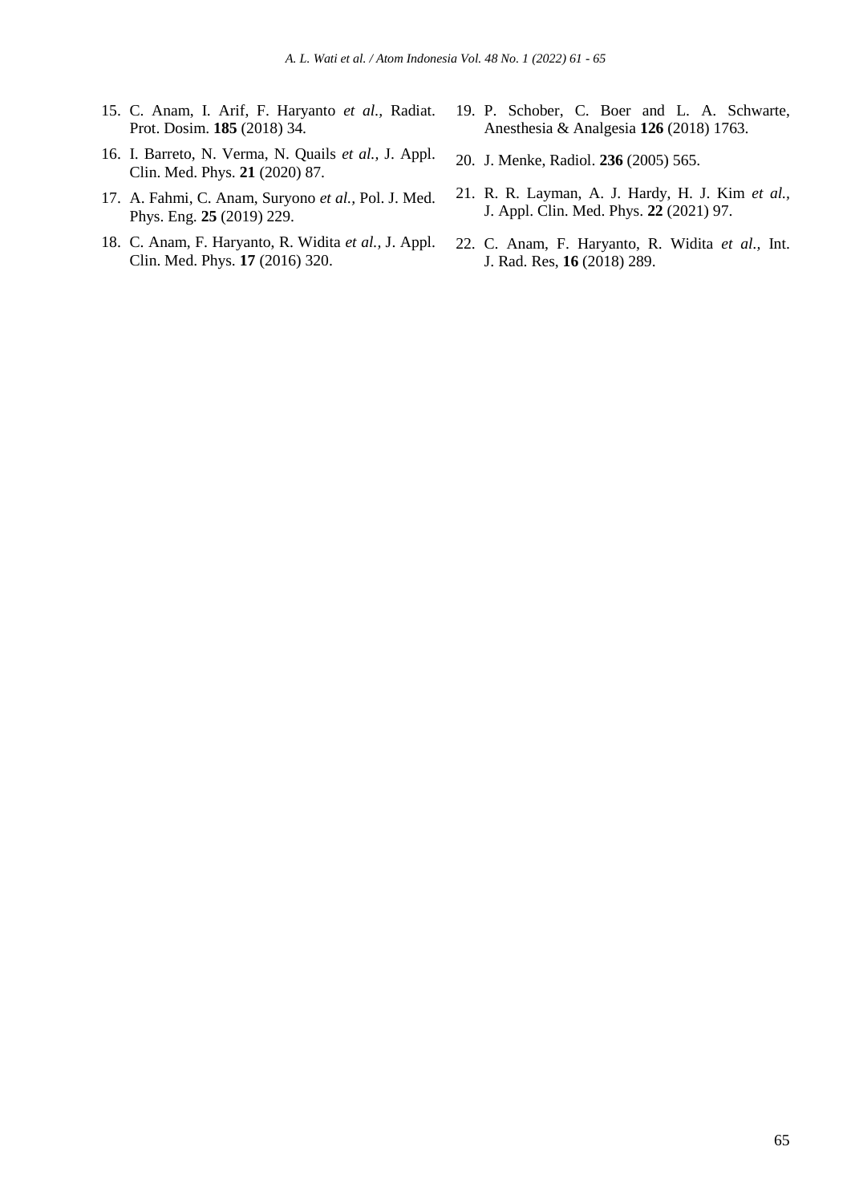15. C. Anam, I. Arif, F. Haryanto *et al.*, Radiat. Prot. Dosim. **185** (2018) 34.
16. I. Barreto, N. Verma, N. Quails *et al.*, J. Appl. Clin. Med. Phys. **21** (2020) 87.
17. A. Fahmi, C. Anam, Suryono *et al.*, Pol. J. Med. Phys. Eng. **25** (2019) 229.
18. C. Anam, F. Haryanto, R. Widita *et al.*, J. Appl. Clin. Med. Phys. **17** (2016) 320.
19. P. Schober, C. Boer and L. A. Schwarte, Anesthesia & Analgesia **126** (2018) 1763.
20. J. Menke, Radiol. **236** (2005) 565.
21. R. R. Layman, A. J. Hardy, H. J. Kim *et al.*, J. Appl. Clin. Med. Phys. **22** (2021) 97.
22. C. Anam, F. Haryanto, R. Widita *et al.*, Int. J. Rad. Res, **16** (2018) 289.